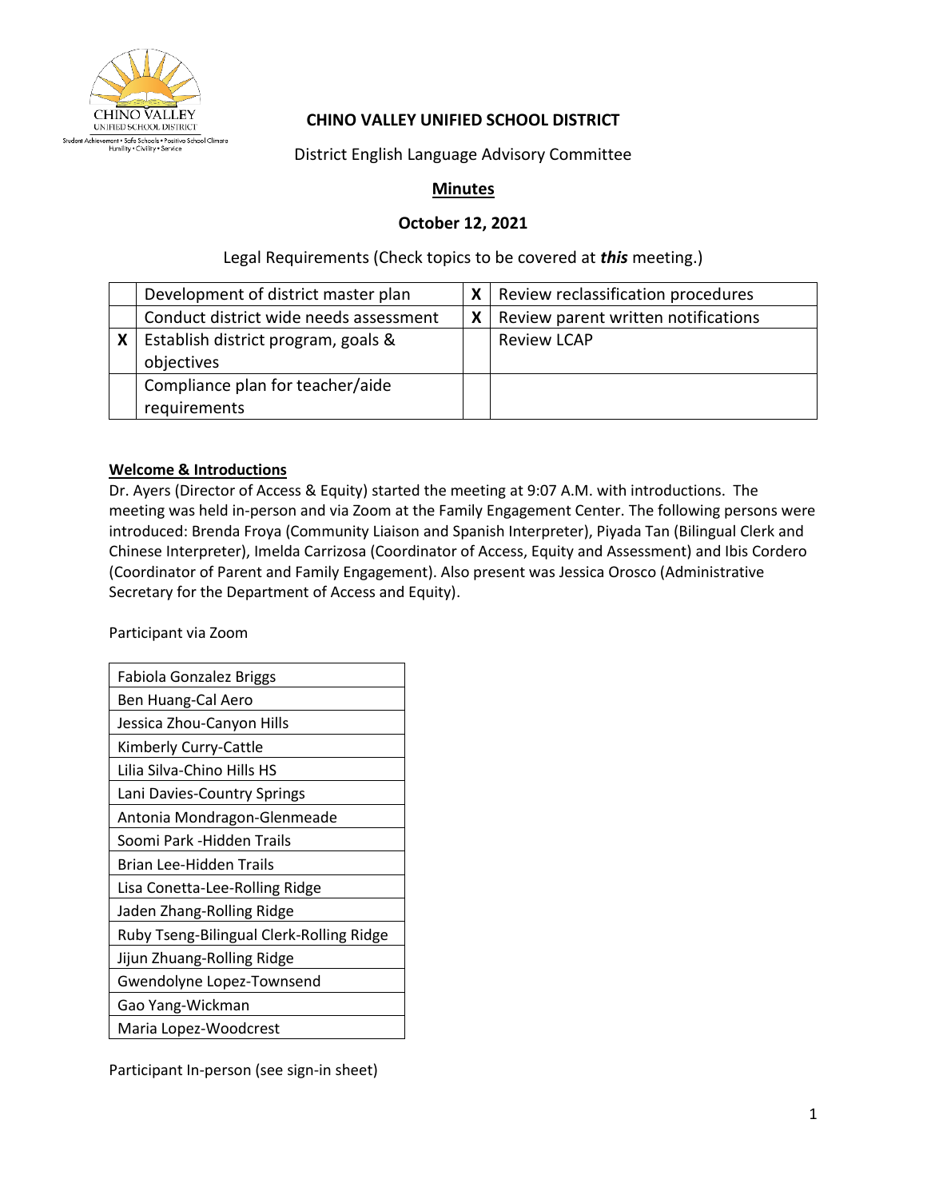# CHINO VALLEY UNIFIED SCHOOL DISTRICT

District English Language Advisory Committee

## Minutes

**October 12, 2021**

Legal Requirements (Check topics to be covered at ***this*** meeting.)

| | | | |
|---|---|---|---|
| | Development of district master plan | X | Review reclassification procedures |
| | Conduct district wide needs assessment | X | Review parent written notifications |
| X | Establish district program, goals & objectives | | Review LCAP |
| | Compliance plan for teacher/aide requirements | | |

**Welcome & Introductions**

Dr. Ayers (Director of Access & Equity) started the meeting at 9:07 A.M. with introductions. The meeting was held in-person and via Zoom at the Family Engagement Center. The following persons were introduced: Brenda Froya (Community Liaison and Spanish Interpreter), Piyada Tan (Bilingual Clerk and Chinese Interpreter), Imelda Carrizosa (Coordinator of Access, Equity and Assessment) and Ibis Cordero (Coordinator of Parent and Family Engagement). Also present was Jessica Orosco (Administrative Secretary for the Department of Access and Equity).

Participant via Zoom

| |
|---|
| Fabiola Gonzalez Briggs |
| Ben Huang-Cal Aero |
| Jessica Zhou-Canyon Hills |
| Kimberly Curry-Cattle |
| Lilia Silva-Chino Hills HS |
| Lani Davies-Country Springs |
| Antonia Mondragon-Glenmeade |
| Soomi Park -Hidden Trails |
| Brian Lee-Hidden Trails |
| Lisa Conetta-Lee-Rolling Ridge |
| Jaden Zhang-Rolling Ridge |
| Ruby Tseng-Bilingual Clerk-Rolling Ridge |
| Jijun Zhuang-Rolling Ridge |
| Gwendolyne Lopez-Townsend |
| Gao Yang-Wickman |
| Maria Lopez-Woodcrest |

Participant In-person (see sign-in sheet)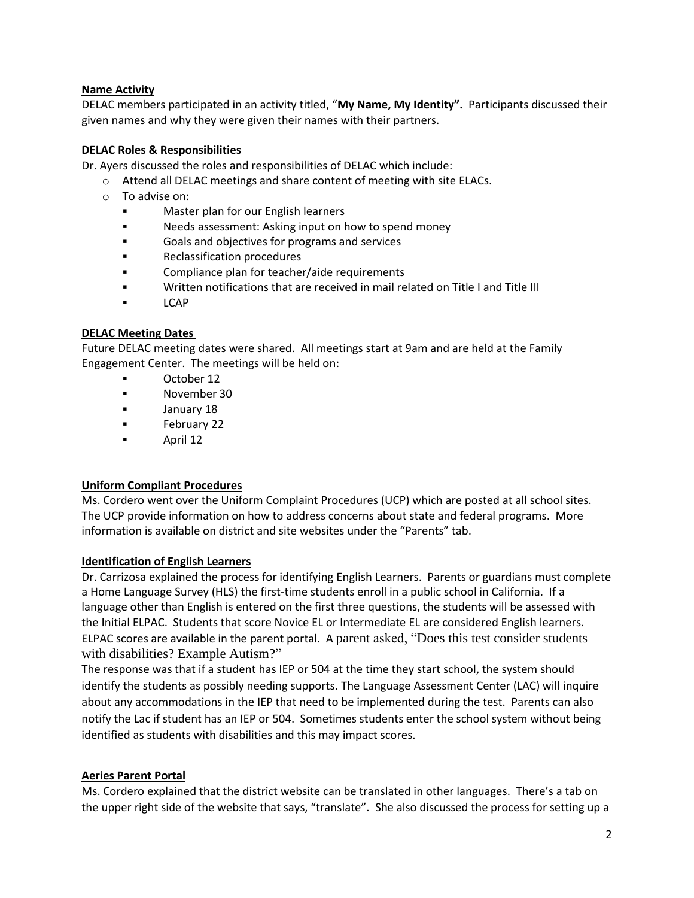**Name Activity**

DELAC members participated in an activity titled, "**My Name, My Identity".** Participants discussed their given names and why they were given their names with their partners.

**DELAC Roles & Responsibilities**

Dr. Ayers discussed the roles and responsibilities of DELAC which include:

- Attend all DELAC meetings and share content of meeting with site ELACs.
- To advise on:
  - Master plan for our English learners
  - Needs assessment: Asking input on how to spend money
  - Goals and objectives for programs and services
  - Reclassification procedures
  - Compliance plan for teacher/aide requirements
  - Written notifications that are received in mail related on Title I and Title III
  - LCAP

**DELAC Meeting Dates**

Future DELAC meeting dates were shared. All meetings start at 9am and are held at the Family Engagement Center. The meetings will be held on:

- October 12
- November 30
- January 18
- February 22
- April 12

**Uniform Compliant Procedures**

Ms. Cordero went over the Uniform Complaint Procedures (UCP) which are posted at all school sites. The UCP provide information on how to address concerns about state and federal programs. More information is available on district and site websites under the "Parents" tab.

**Identification of English Learners**

Dr. Carrizosa explained the process for identifying English Learners. Parents or guardians must complete a Home Language Survey (HLS) the first-time students enroll in a public school in California. If a language other than English is entered on the first three questions, the students will be assessed with the Initial ELPAC. Students that score Novice EL or Intermediate EL are considered English learners. ELPAC scores are available in the parent portal. A parent asked, "Does this test consider students with disabilities? Example Autism?"

The response was that if a student has IEP or 504 at the time they start school, the system should identify the students as possibly needing supports. The Language Assessment Center (LAC) will inquire about any accommodations in the IEP that need to be implemented during the test. Parents can also notify the Lac if student has an IEP or 504. Sometimes students enter the school system without being identified as students with disabilities and this may impact scores.

**Aeries Parent Portal**

Ms. Cordero explained that the district website can be translated in other languages. There's a tab on the upper right side of the website that says, "translate". She also discussed the process for setting up a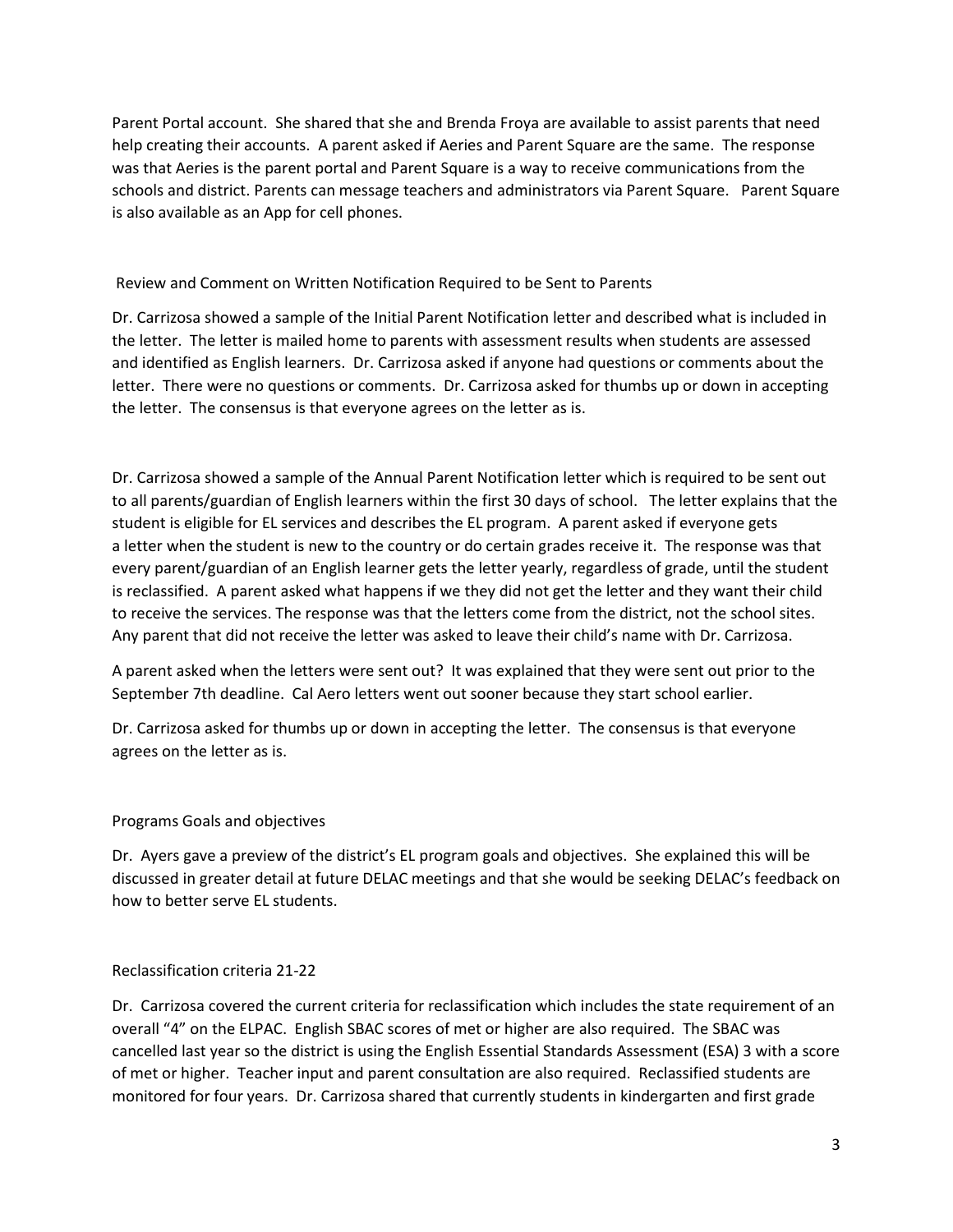Parent Portal account. She shared that she and Brenda Froya are available to assist parents that need help creating their accounts. A parent asked if Aeries and Parent Square are the same. The response was that Aeries is the parent portal and Parent Square is a way to receive communications from the schools and district. Parents can message teachers and administrators via Parent Square. Parent Square is also available as an App for cell phones.

## Review and Comment on Written Notification Required to be Sent to Parents

Dr. Carrizosa showed a sample of the Initial Parent Notification letter and described what is included in the letter. The letter is mailed home to parents with assessment results when students are assessed and identified as English learners. Dr. Carrizosa asked if anyone had questions or comments about the letter. There were no questions or comments. Dr. Carrizosa asked for thumbs up or down in accepting the letter. The consensus is that everyone agrees on the letter as is.

Dr. Carrizosa showed a sample of the Annual Parent Notification letter which is required to be sent out to all parents/guardian of English learners within the first 30 days of school. The letter explains that the student is eligible for EL services and describes the EL program. A parent asked if everyone gets a letter when the student is new to the country or do certain grades receive it. The response was that every parent/guardian of an English learner gets the letter yearly, regardless of grade, until the student is reclassified. A parent asked what happens if we they did not get the letter and they want their child to receive the services. The response was that the letters come from the district, not the school sites. Any parent that did not receive the letter was asked to leave their child's name with Dr. Carrizosa.

A parent asked when the letters were sent out? It was explained that they were sent out prior to the September 7th deadline. Cal Aero letters went out sooner because they start school earlier.

Dr. Carrizosa asked for thumbs up or down in accepting the letter. The consensus is that everyone agrees on the letter as is.

## Programs Goals and objectives

Dr. Ayers gave a preview of the district's EL program goals and objectives. She explained this will be discussed in greater detail at future DELAC meetings and that she would be seeking DELAC's feedback on how to better serve EL students.

## Reclassification criteria 21-22

Dr. Carrizosa covered the current criteria for reclassification which includes the state requirement of an overall "4" on the ELPAC. English SBAC scores of met or higher are also required. The SBAC was cancelled last year so the district is using the English Essential Standards Assessment (ESA) 3 with a score of met or higher. Teacher input and parent consultation are also required. Reclassified students are monitored for four years. Dr. Carrizosa shared that currently students in kindergarten and first grade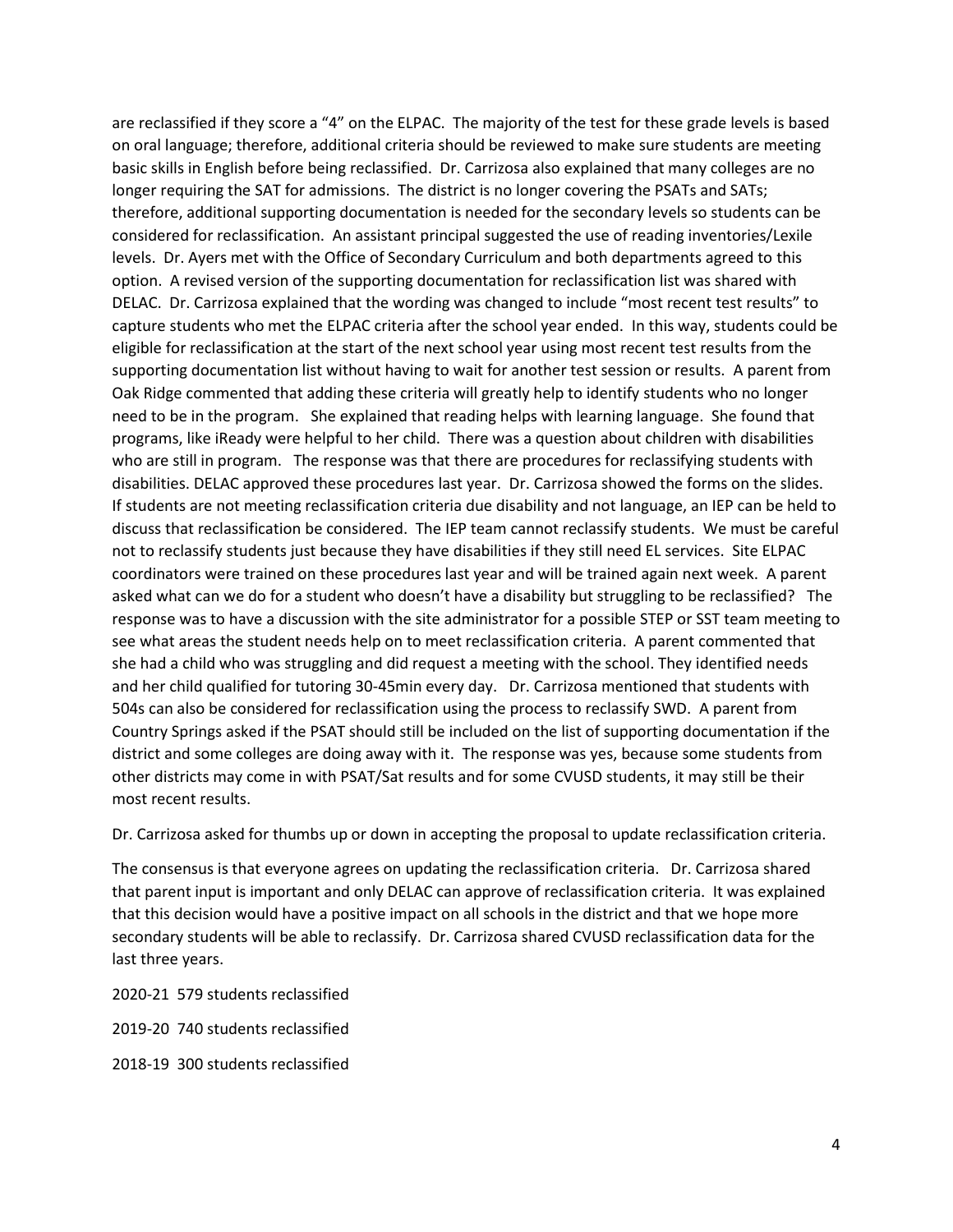are reclassified if they score a "4" on the ELPAC. The majority of the test for these grade levels is based on oral language; therefore, additional criteria should be reviewed to make sure students are meeting basic skills in English before being reclassified. Dr. Carrizosa also explained that many colleges are no longer requiring the SAT for admissions. The district is no longer covering the PSATs and SATs; therefore, additional supporting documentation is needed for the secondary levels so students can be considered for reclassification. An assistant principal suggested the use of reading inventories/Lexile levels. Dr. Ayers met with the Office of Secondary Curriculum and both departments agreed to this option. A revised version of the supporting documentation for reclassification list was shared with DELAC. Dr. Carrizosa explained that the wording was changed to include "most recent test results" to capture students who met the ELPAC criteria after the school year ended. In this way, students could be eligible for reclassification at the start of the next school year using most recent test results from the supporting documentation list without having to wait for another test session or results. A parent from Oak Ridge commented that adding these criteria will greatly help to identify students who no longer need to be in the program. She explained that reading helps with learning language. She found that programs, like iReady were helpful to her child. There was a question about children with disabilities who are still in program. The response was that there are procedures for reclassifying students with disabilities. DELAC approved these procedures last year. Dr. Carrizosa showed the forms on the slides. If students are not meeting reclassification criteria due disability and not language, an IEP can be held to discuss that reclassification be considered. The IEP team cannot reclassify students. We must be careful not to reclassify students just because they have disabilities if they still need EL services. Site ELPAC coordinators were trained on these procedures last year and will be trained again next week. A parent asked what can we do for a student who doesn't have a disability but struggling to be reclassified? The response was to have a discussion with the site administrator for a possible STEP or SST team meeting to see what areas the student needs help on to meet reclassification criteria. A parent commented that she had a child who was struggling and did request a meeting with the school. They identified needs and her child qualified for tutoring 30-45min every day. Dr. Carrizosa mentioned that students with 504s can also be considered for reclassification using the process to reclassify SWD. A parent from Country Springs asked if the PSAT should still be included on the list of supporting documentation if the district and some colleges are doing away with it. The response was yes, because some students from other districts may come in with PSAT/Sat results and for some CVUSD students, it may still be their most recent results.

Dr. Carrizosa asked for thumbs up or down in accepting the proposal to update reclassification criteria.

The consensus is that everyone agrees on updating the reclassification criteria. Dr. Carrizosa shared that parent input is important and only DELAC can approve of reclassification criteria. It was explained that this decision would have a positive impact on all schools in the district and that we hope more secondary students will be able to reclassify. Dr. Carrizosa shared CVUSD reclassification data for the last three years.

2020-21 579 students reclassified

2019-20 740 students reclassified

2018-19 300 students reclassified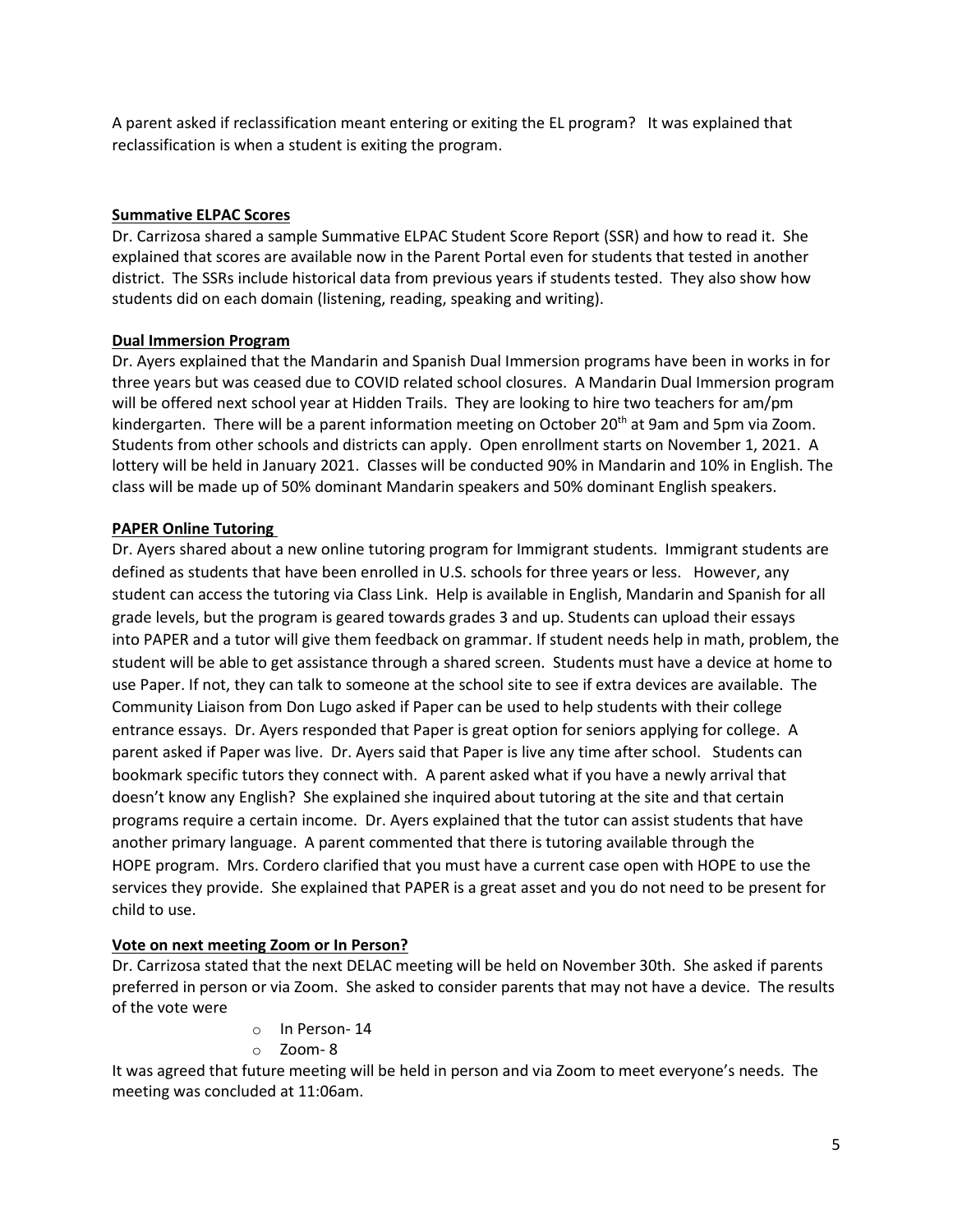A parent asked if reclassification meant entering or exiting the EL program? It was explained that reclassification is when a student is exiting the program.

**Summative ELPAC Scores**

Dr. Carrizosa shared a sample Summative ELPAC Student Score Report (SSR) and how to read it. She explained that scores are available now in the Parent Portal even for students that tested in another district. The SSRs include historical data from previous years if students tested. They also show how students did on each domain (listening, reading, speaking and writing).

**Dual Immersion Program**

Dr. Ayers explained that the Mandarin and Spanish Dual Immersion programs have been in works in for three years but was ceased due to COVID related school closures. A Mandarin Dual Immersion program will be offered next school year at Hidden Trails. They are looking to hire two teachers for am/pm kindergarten. There will be a parent information meeting on October 20th at 9am and 5pm via Zoom. Students from other schools and districts can apply. Open enrollment starts on November 1, 2021. A lottery will be held in January 2021. Classes will be conducted 90% in Mandarin and 10% in English. The class will be made up of 50% dominant Mandarin speakers and 50% dominant English speakers.

**PAPER Online Tutoring**

Dr. Ayers shared about a new online tutoring program for Immigrant students. Immigrant students are defined as students that have been enrolled in U.S. schools for three years or less. However, any student can access the tutoring via Class Link. Help is available in English, Mandarin and Spanish for all grade levels, but the program is geared towards grades 3 and up. Students can upload their essays into PAPER and a tutor will give them feedback on grammar. If student needs help in math, problem, the student will be able to get assistance through a shared screen. Students must have a device at home to use Paper. If not, they can talk to someone at the school site to see if extra devices are available. The Community Liaison from Don Lugo asked if Paper can be used to help students with their college entrance essays. Dr. Ayers responded that Paper is great option for seniors applying for college. A parent asked if Paper was live. Dr. Ayers said that Paper is live any time after school. Students can bookmark specific tutors they connect with. A parent asked what if you have a newly arrival that doesn't know any English? She explained she inquired about tutoring at the site and that certain programs require a certain income. Dr. Ayers explained that the tutor can assist students that have another primary language. A parent commented that there is tutoring available through the HOPE program. Mrs. Cordero clarified that you must have a current case open with HOPE to use the services they provide. She explained that PAPER is a great asset and you do not need to be present for child to use.

**Vote on next meeting Zoom or In Person?**

Dr. Carrizosa stated that the next DELAC meeting will be held on November 30th. She asked if parents preferred in person or via Zoom. She asked to consider parents that may not have a device. The results of the vote were

- In Person- 14
- Zoom- 8

It was agreed that future meeting will be held in person and via Zoom to meet everyone's needs. The meeting was concluded at 11:06am.